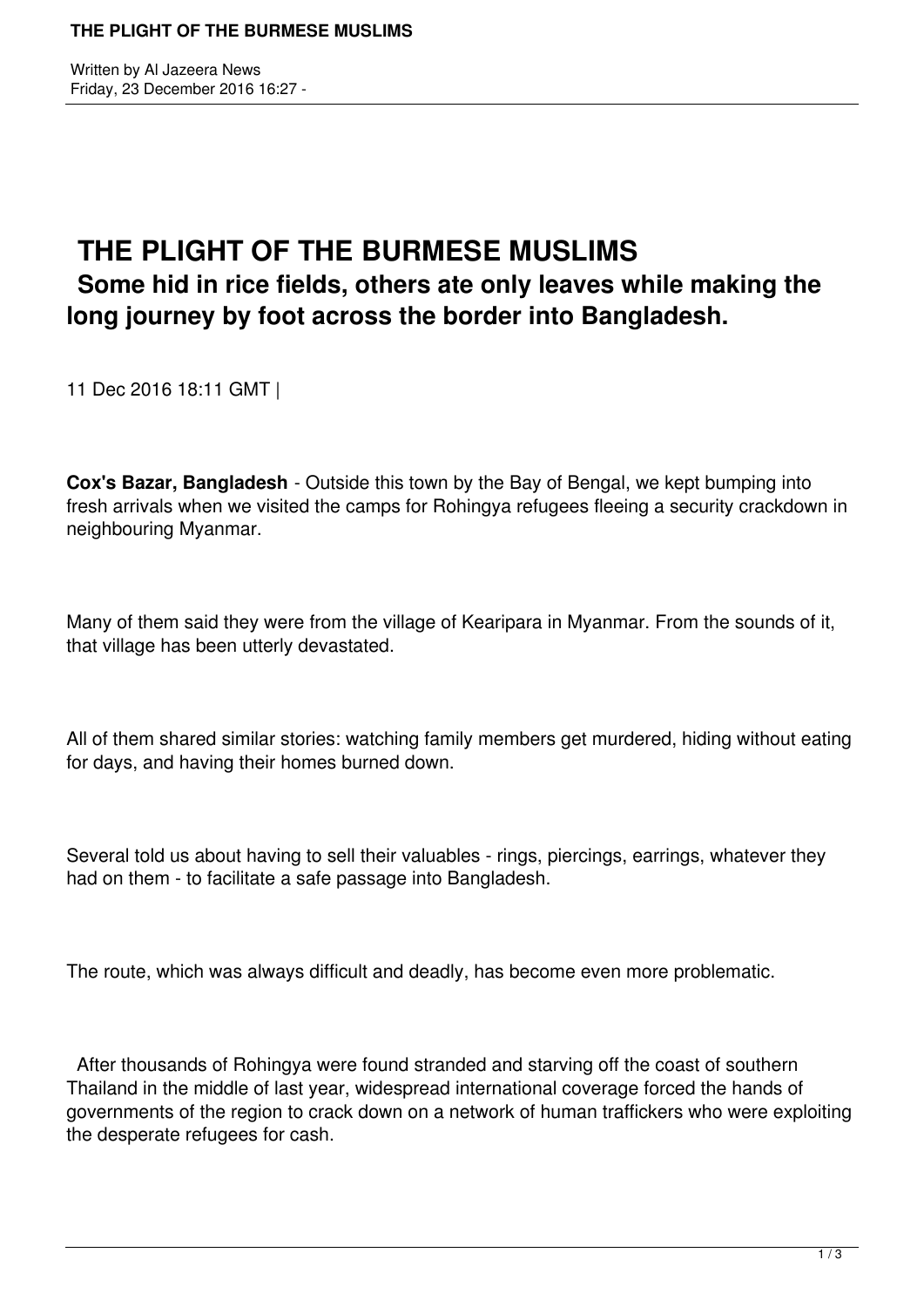# THE PLIGHT OF THE BURMESE MUSLIMS

## Some hid in rice fields, others ate only leaves while making the long journey by foot across the border into Bangladesh.

11 Dec 2016 18:11 GMT |

**Cox's Bazar, Bangladesh** - Outside this town by the Bay of Bengal, we kept bumping into fresh arrivals when we visited the camps for Rohingya refugees fleeing a security crackdown in neighbouring Myanmar.

Many of them said they were from the village of Kearipara in Myanmar. From the sounds of it, that village has been utterly devastated.

All of them shared similar stories: watching family members get murdered, hiding without eating for days, and having their homes burned down.

Several told us about having to sell their valuables - rings, piercings, earrings, whatever they had on them - to facilitate a safe passage into Bangladesh.

The route, which was always difficult and deadly, has become even more problematic.

After thousands of Rohingya were found stranded and starving off the coast of southern Thailand in the middle of last year, widespread international coverage forced the hands of governments of the region to crack down on a network of human traffickers who were exploiting the desperate refugees for cash.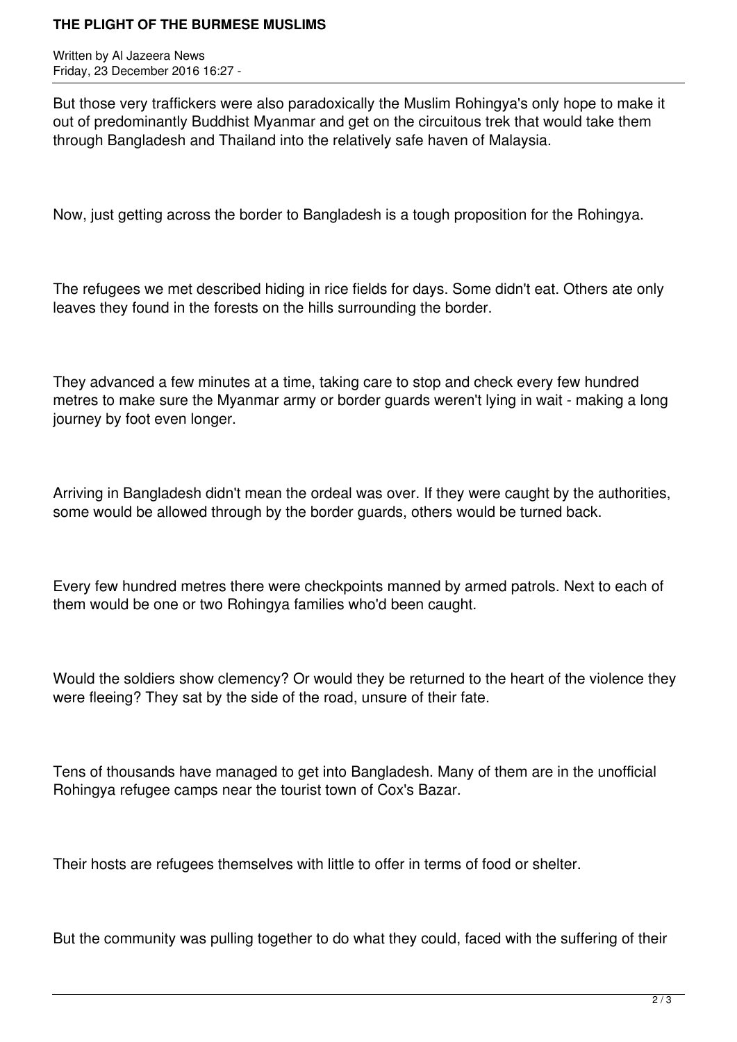But those very traffickers were also paradoxically the Muslim Rohingya's only hope to make it out of predominantly Buddhist Myanmar and get on the circuitous trek that would take them through Bangladesh and Thailand into the relatively safe haven of Malaysia.

Now, just getting across the border to Bangladesh is a tough proposition for the Rohingya.

The refugees we met described hiding in rice fields for days. Some didn't eat. Others ate only leaves they found in the forests on the hills surrounding the border.

They advanced a few minutes at a time, taking care to stop and check every few hundred metres to make sure the Myanmar army or border guards weren't lying in wait - making a long journey by foot even longer.

Arriving in Bangladesh didn't mean the ordeal was over. If they were caught by the authorities, some would be allowed through by the border guards, others would be turned back.

Every few hundred metres there were checkpoints manned by armed patrols. Next to each of them would be one or two Rohingya families who'd been caught.

Would the soldiers show clemency? Or would they be returned to the heart of the violence they were fleeing? They sat by the side of the road, unsure of their fate.

Tens of thousands have managed to get into Bangladesh. Many of them are in the unofficial Rohingya refugee camps near the tourist town of Cox's Bazar.

Their hosts are refugees themselves with little to offer in terms of food or shelter.

But the community was pulling together to do what they could, faced with the suffering of their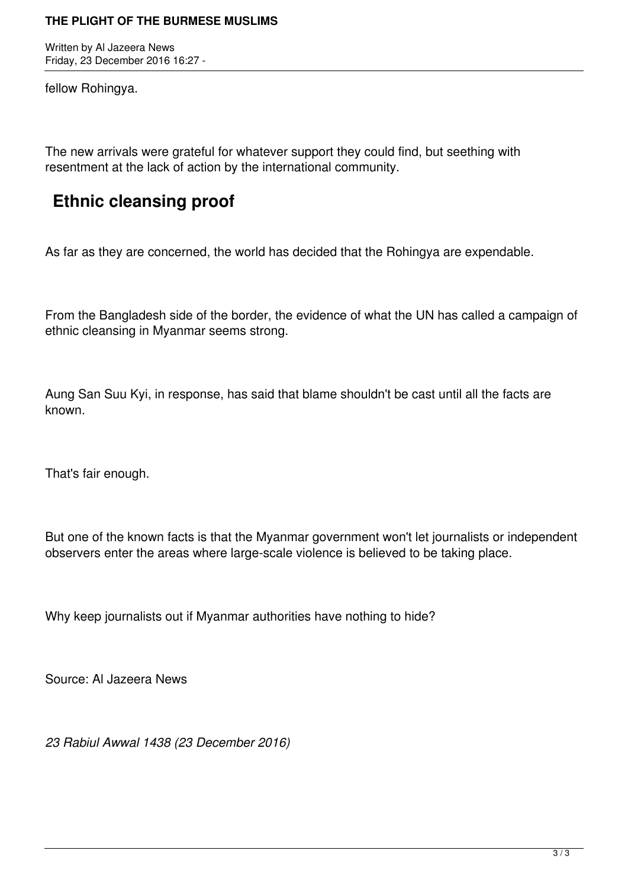fellow Rohingya.

The new arrivals were grateful for whatever support they could find, but seething with resentment at the lack of action by the international community.

## Ethnic cleansing proof

As far as they are concerned, the world has decided that the Rohingya are expendable.

From the Bangladesh side of the border, the evidence of what the UN has called a campaign of ethnic cleansing in Myanmar seems strong.

Aung San Suu Kyi, in response, has said that blame shouldn't be cast until all the facts are known.

That's fair enough.

But one of the known facts is that the Myanmar government won't let journalists or independent observers enter the areas where large-scale violence is believed to be taking place.

Why keep journalists out if Myanmar authorities have nothing to hide?

Source: Al Jazeera News

*23 Rabiul Awwal 1438 (23 December 2016)*